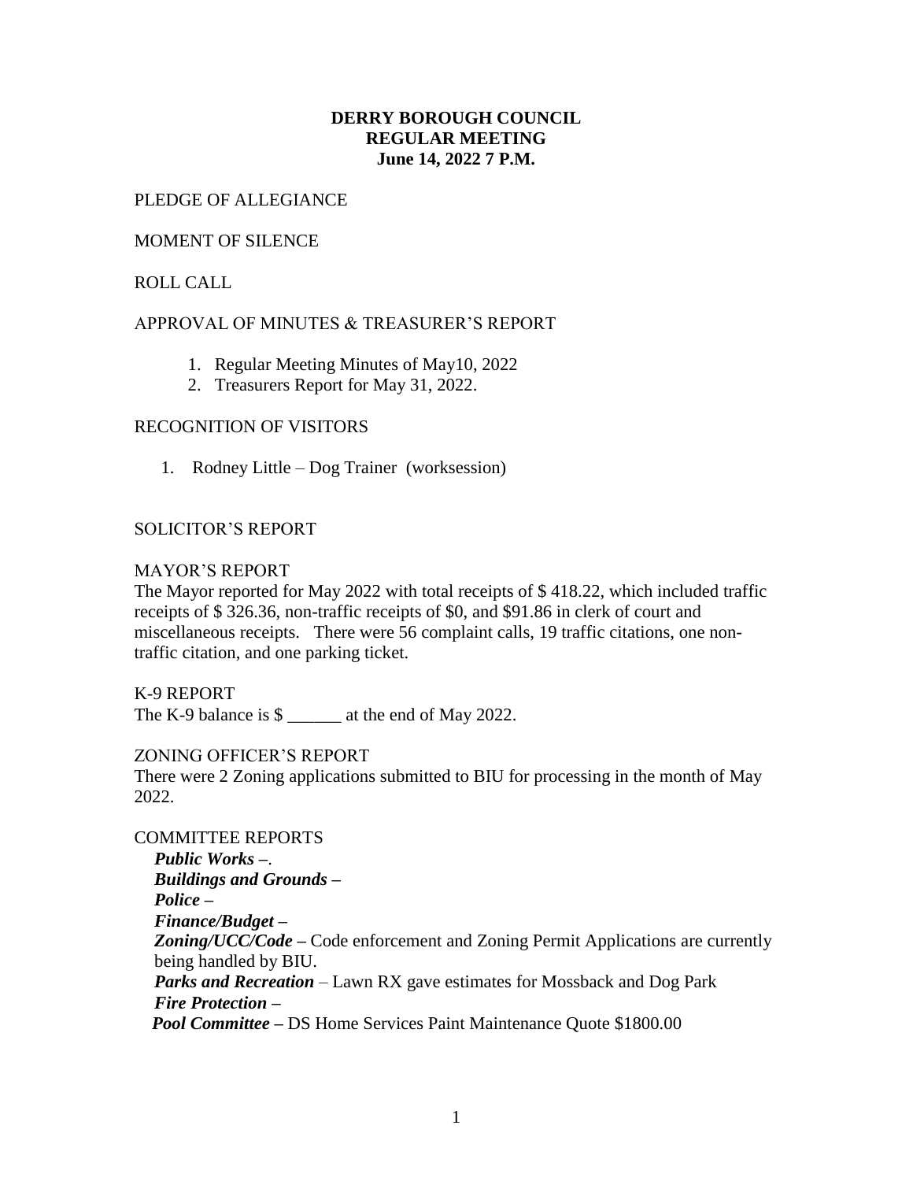**DERRY BOROUGH COUNCIL**
**REGULAR MEETING**
**June 14, 2022 7 P.M.**

PLEDGE OF ALLEGIANCE

MOMENT OF SILENCE

ROLL CALL

APPROVAL OF MINUTES & TREASURER'S REPORT

1. Regular Meeting Minutes of May10, 2022
2. Treasurers Report for May 31, 2022.

RECOGNITION OF VISITORS

1. Rodney Little – Dog Trainer (worksession)

SOLICITOR'S REPORT

MAYOR'S REPORT

The Mayor reported for May 2022 with total receipts of $ 418.22, which included traffic receipts of $ 326.36, non-traffic receipts of $0, and $91.86 in clerk of court and miscellaneous receipts. There were 56 complaint calls, 19 traffic citations, one non-traffic citation, and one parking ticket.

K-9 REPORT

The K-9 balance is $ ______ at the end of May 2022.

ZONING OFFICER'S REPORT

There were 2 Zoning applications submitted to BIU for processing in the month of May 2022.

COMMITTEE REPORTS

***Public Works –***.
***Buildings and Grounds –***
***Police –***
***Finance/Budget –***
***Zoning/UCC/Code –*** Code enforcement and Zoning Permit Applications are currently being handled by BIU.
***Parks and Recreation*** – Lawn RX gave estimates for Mossback and Dog Park
***Fire Protection –***
***Pool Committee –*** DS Home Services Paint Maintenance Quote $1800.00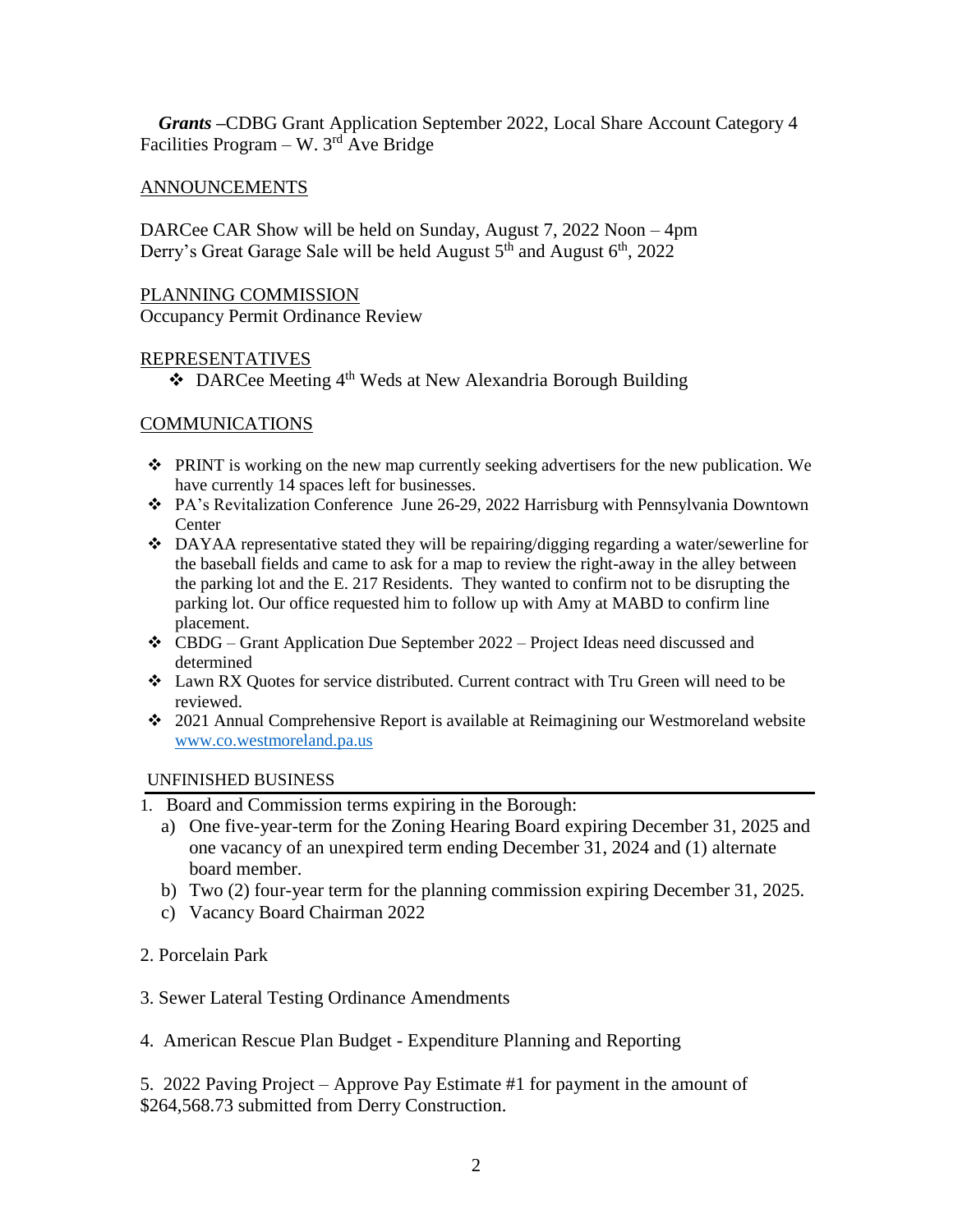***Grants*** –CDBG Grant Application September 2022, Local Share Account Category 4 Facilities Program – W. 3rd Ave Bridge

ANNOUNCEMENTS

DARCee CAR Show will be held on Sunday, August 7, 2022 Noon – 4pm
Derry's Great Garage Sale will be held August 5th and August 6th, 2022

PLANNING COMMISSION
Occupancy Permit Ordinance Review

REPRESENTATIVES

- DARCee Meeting 4th Weds at New Alexandria Borough Building

COMMUNICATIONS

- PRINT is working on the new map currently seeking advertisers for the new publication. We have currently 14 spaces left for businesses.
- PA's Revitalization Conference June 26-29, 2022 Harrisburg with Pennsylvania Downtown Center
- DAYAA representative stated they will be repairing/digging regarding a water/sewerline for the baseball fields and came to ask for a map to review the right-away in the alley between the parking lot and the E. 217 Residents. They wanted to confirm not to be disrupting the parking lot. Our office requested him to follow up with Amy at MABD to confirm line placement.
- CBDG – Grant Application Due September 2022 – Project Ideas need discussed and determined
- Lawn RX Quotes for service distributed. Current contract with Tru Green will need to be reviewed.
- 2021 Annual Comprehensive Report is available at Reimagining our Westmoreland website www.co.westmoreland.pa.us

UNFINISHED BUSINESS

1. Board and Commission terms expiring in the Borough:
   a) One five-year-term for the Zoning Hearing Board expiring December 31, 2025 and one vacancy of an unexpired term ending December 31, 2024 and (1) alternate board member.
   b) Two (2) four-year term for the planning commission expiring December 31, 2025.
   c) Vacancy Board Chairman 2022

2. Porcelain Park

3. Sewer Lateral Testing Ordinance Amendments

4. American Rescue Plan Budget - Expenditure Planning and Reporting

5. 2022 Paving Project – Approve Pay Estimate #1 for payment in the amount of $264,568.73 submitted from Derry Construction.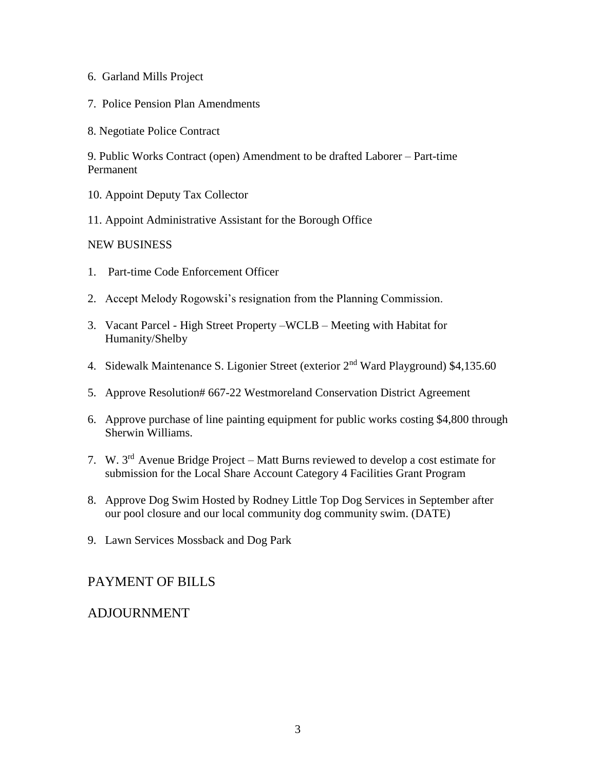6. Garland Mills Project

7. Police Pension Plan Amendments

8. Negotiate Police Contract

9. Public Works Contract (open) Amendment to be drafted Laborer – Part-time Permanent

10. Appoint Deputy Tax Collector

11. Appoint Administrative Assistant for the Borough Office

NEW BUSINESS

1. Part-time Code Enforcement Officer

2. Accept Melody Rogowski's resignation from the Planning Commission.

3. Vacant Parcel - High Street Property –WCLB – Meeting with Habitat for Humanity/Shelby

4. Sidewalk Maintenance S. Ligonier Street (exterior 2nd Ward Playground) $4,135.60

5. Approve Resolution# 667-22 Westmoreland Conservation District Agreement

6. Approve purchase of line painting equipment for public works costing $4,800 through Sherwin Williams.

7. W. 3rd Avenue Bridge Project – Matt Burns reviewed to develop a cost estimate for submission for the Local Share Account Category 4 Facilities Grant Program

8. Approve Dog Swim Hosted by Rodney Little Top Dog Services in September after our pool closure and our local community dog community swim. (DATE)

9. Lawn Services Mossback and Dog Park

## PAYMENT OF BILLS

## ADJOURNMENT